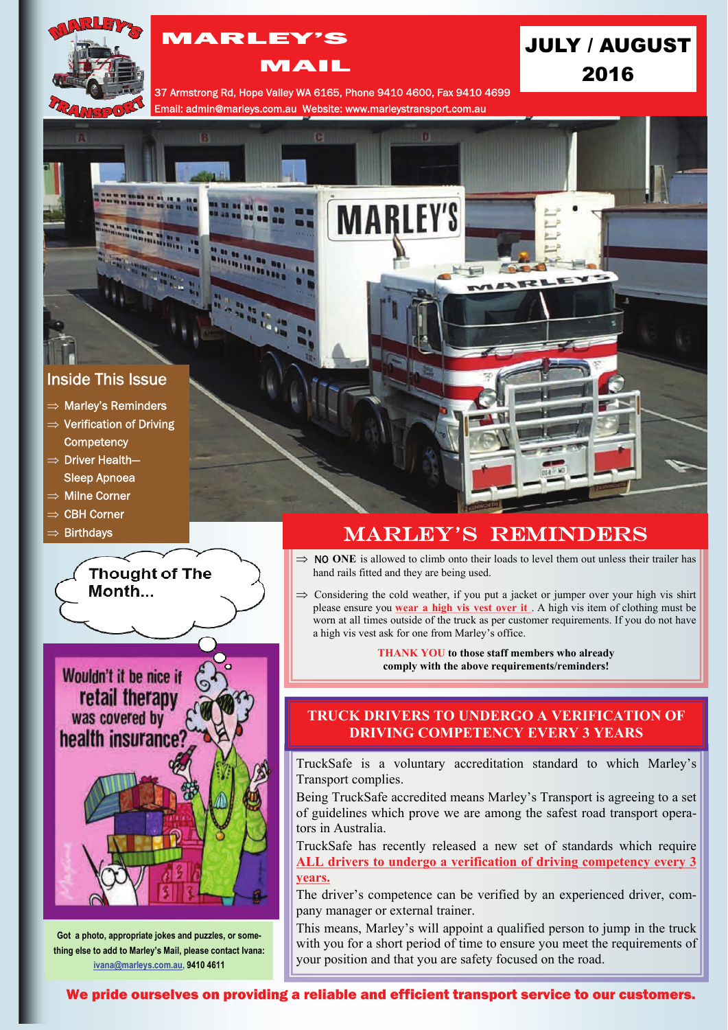# MARLEY'S MAIL

37 Armstrong Rd, Hope Valley WA 6165, Phone 9410 4600, Fax 9410 4699
Email: admin@marleys.com.au Website: www.marleystransport.com.au

**JULY / AUGUST 2016**

## Inside This Issue

- ⇒ Marley's Reminders
- ⇒ Verification of Driving Competency
- ⇒ Driver Health—Sleep Apnoea
- ⇒ Milne Corner
- ⇒ CBH Corner
- ⇒ Birthdays

## Thought of The Month...

Wouldn't it be nice if retail therapy was covered by health insurance?

**Got a photo, appropriate jokes and puzzles, or something else to add to Marley's Mail, please contact Ivana: ivana@marleys.com.au, 9410 4611**

## MARLEY'S REMINDERS

- ⇒ **NO ONE** is allowed to climb onto their loads to level them out unless their trailer has hand rails fitted and they are being used.
- ⇒ Considering the cold weather, if you put a jacket or jumper over your high vis shirt please ensure you **wear a high vis vest over it** . A high vis item of clothing must be worn at all times outside of the truck as per customer requirements. If you do not have a high vis vest ask for one from Marley's office.

**THANK YOU to those staff members who already comply with the above requirements/reminders!**

## TRUCK DRIVERS TO UNDERGO A VERIFICATION OF DRIVING COMPETENCY EVERY 3 YEARS

TruckSafe is a voluntary accreditation standard to which Marley's Transport complies.

Being TruckSafe accredited means Marley's Transport is agreeing to a set of guidelines which prove we are among the safest road transport operators in Australia.

TruckSafe has recently released a new set of standards which require **ALL drivers to undergo a verification of driving competency every 3 years.**

The driver's competence can be verified by an experienced driver, company manager or external trainer.

This means, Marley's will appoint a qualified person to jump in the truck with you for a short period of time to ensure you meet the requirements of your position and that you are safety focused on the road.

**We pride ourselves on providing a reliable and efficient transport service to our customers.**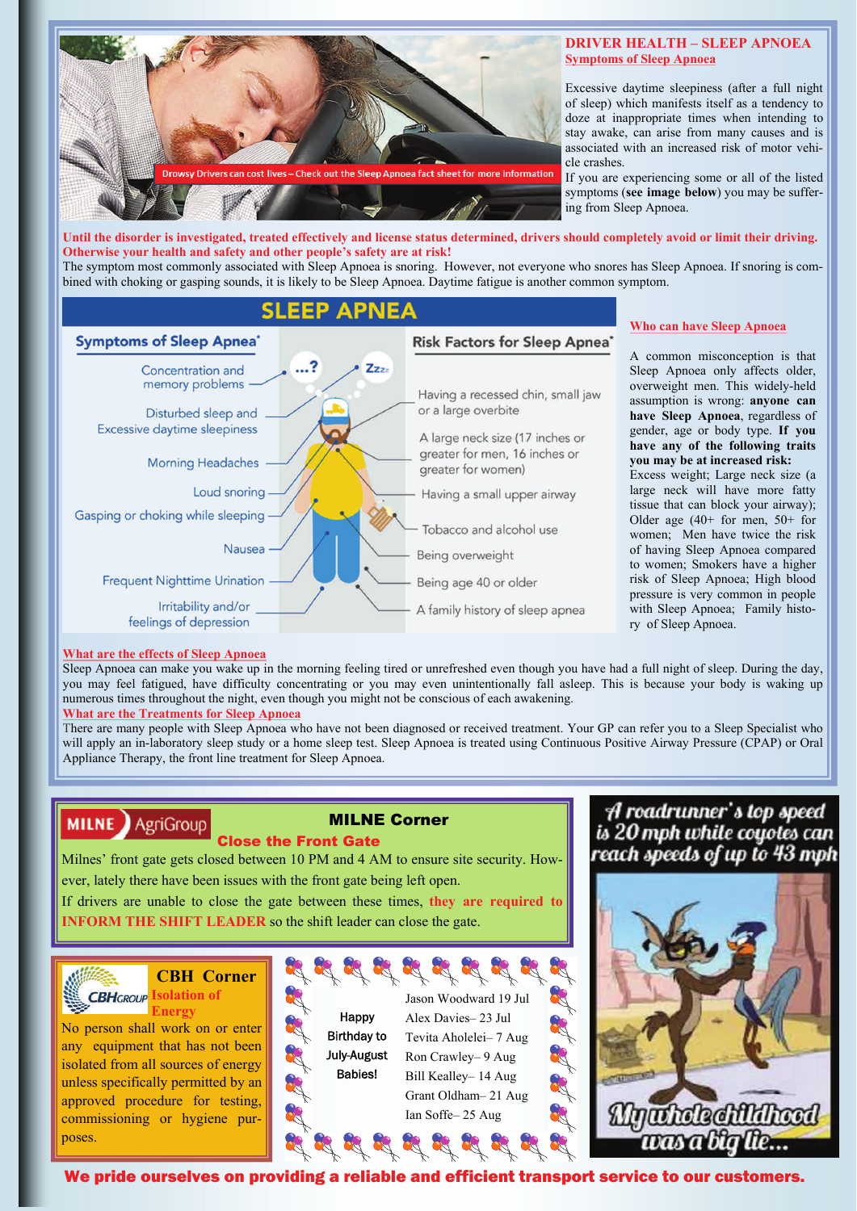Drowsy Drivers can cost lives – Check out the Sleep Apnoea fact sheet for more information

## DRIVER HEALTH – SLEEP APNOEA

**Symptoms of Sleep Apnoea**

Excessive daytime sleepiness (after a full night of sleep) which manifests itself as a tendency to doze at inappropriate times when intending to stay awake, can arise from many causes and is associated with an increased risk of motor vehicle crashes.

If you are experiencing some or all of the listed symptoms (**see image below**) you may be suffering from Sleep Apnoea.

**Until the disorder is investigated, treated effectively and license status determined, drivers should completely avoid or limit their driving. Otherwise your health and safety and other people's safety are at risk!**

The symptom most commonly associated with Sleep Apnoea is snoring. However, not everyone who snores has Sleep Apnoea. If snoring is combined with choking or gasping sounds, it is likely to be Sleep Apnoea. Daytime fatigue is another common symptom.

### SLEEP APNEA

**Symptoms of Sleep Apnea***

- Concentration and memory problems
- Disturbed sleep and Excessive daytime sleepiness
- Morning Headaches
- Loud snoring
- Gasping or choking while sleeping
- Nausea
- Frequent Nighttime Urination
- Irritability and/or feelings of depression

**Risk Factors for Sleep Apnea***

- Having a recessed chin, small jaw or a large overbite
- A large neck size (17 inches or greater for men, 16 inches or greater for women)
- Having a small upper airway
- Tobacco and alcohol use
- Being overweight
- Being age 40 or older
- A family history of sleep apnea

**Who can have Sleep Apnoea**

A common misconception is that Sleep Apnoea only affects older, overweight men. This widely-held assumption is wrong: **anyone can have Sleep Apnoea**, regardless of gender, age or body type. **If you have any of the following traits you may be at increased risk:**

Excess weight; Large neck size (a large neck will have more fatty tissue that can block your airway); Older age (40+ for men, 50+ for women; Men have twice the risk of having Sleep Apnoea compared to women; Smokers have a higher risk of Sleep Apnoea; High blood pressure is very common in people with Sleep Apnoea; Family history of Sleep Apnoea.

**What are the effects of Sleep Apnoea**

Sleep Apnoea can make you wake up in the morning feeling tired or unrefreshed even though you have had a full night of sleep. During the day, you may feel fatigued, have difficulty concentrating or you may even unintentionally fall asleep. This is because your body is waking up numerous times throughout the night, even though you might not be conscious of each awakening.

**What are the Treatments for Sleep Apnoea**

There are many people with Sleep Apnoea who have not been diagnosed or received treatment. Your GP can refer you to a Sleep Specialist who will apply an in-laboratory sleep study or a home sleep test. Sleep Apnoea is treated using Continuous Positive Airway Pressure (CPAP) or Oral Appliance Therapy, the front line treatment for Sleep Apnoea.

## MILNE Corner

MILNE AgriGroup

**Close the Front Gate**

Milnes' front gate gets closed between 10 PM and 4 AM to ensure site security. However, lately there have been issues with the front gate being left open.

If drivers are unable to close the gate between these times, **they are required to INFORM THE SHIFT LEADER** so the shift leader can close the gate.

A roadrunner's top speed is 20 mph while coyotes can reach speeds of up to 43 mph

My whole childhood was a big lie...

## CBH Corner

CBH GROUP

**Isolation of Energy**

No person shall work on or enter any equipment that has not been isolated from all sources of energy unless specifically permitted by an approved procedure for testing, commissioning or hygiene purposes.

**Happy Birthday to July-August Babies!**

- Jason Woodward 19 Jul
- Alex Davies– 23 Jul
- Tevita Aholelei– 7 Aug
- Ron Crawley– 9 Aug
- Bill Kealley– 14 Aug
- Grant Oldham– 21 Aug
- Ian Soffe– 25 Aug

**We pride ourselves on providing a reliable and efficient transport service to our customers.**